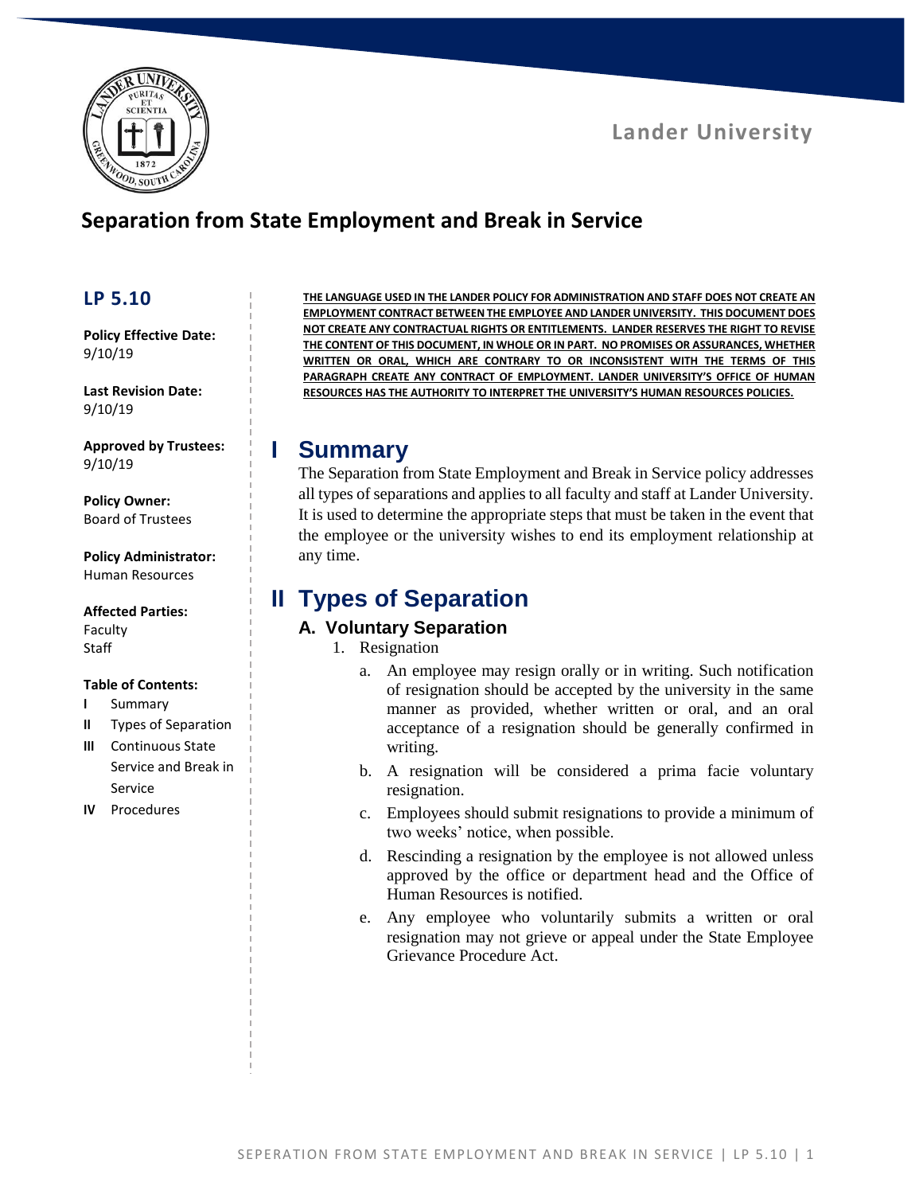Lander University

# Separation from State Employment and Break in Service

## LP 5.10

**Policy Effective Date:**
9/10/19

**Last Revision Date:**
9/10/19

**Approved by Trustees:**
9/10/19

**Policy Owner:**
Board of Trustees

**Policy Administrator:**
Human Resources

**Affected Parties:**
Faculty
Staff

**Table of Contents:**

- **I** Summary
- **II** Types of Separation
- **III** Continuous State Service and Break in Service
- **IV** Procedures

**THE LANGUAGE USED IN THE LANDER POLICY FOR ADMINISTRATION AND STAFF DOES NOT CREATE AN EMPLOYMENT CONTRACT BETWEEN THE EMPLOYEE AND LANDER UNIVERSITY. THIS DOCUMENT DOES NOT CREATE ANY CONTRACTUAL RIGHTS OR ENTITLEMENTS. LANDER RESERVES THE RIGHT TO REVISE THE CONTENT OF THIS DOCUMENT, IN WHOLE OR IN PART. NO PROMISES OR ASSURANCES, WHETHER WRITTEN OR ORAL, WHICH ARE CONTRARY TO OR INCONSISTENT WITH THE TERMS OF THIS PARAGRAPH CREATE ANY CONTRACT OF EMPLOYMENT. LANDER UNIVERSITY'S OFFICE OF HUMAN RESOURCES HAS THE AUTHORITY TO INTERPRET THE UNIVERSITY'S HUMAN RESOURCES POLICIES.**

# I Summary

The Separation from State Employment and Break in Service policy addresses all types of separations and applies to all faculty and staff at Lander University. It is used to determine the appropriate steps that must be taken in the event that the employee or the university wishes to end its employment relationship at any time.

# II Types of Separation

## A. Voluntary Separation

1. Resignation
   a. An employee may resign orally or in writing. Such notification of resignation should be accepted by the university in the same manner as provided, whether written or oral, and an oral acceptance of a resignation should be generally confirmed in writing.
   b. A resignation will be considered a prima facie voluntary resignation.
   c. Employees should submit resignations to provide a minimum of two weeks' notice, when possible.
   d. Rescinding a resignation by the employee is not allowed unless approved by the office or department head and the Office of Human Resources is notified.
   e. Any employee who voluntarily submits a written or oral resignation may not grieve or appeal under the State Employee Grievance Procedure Act.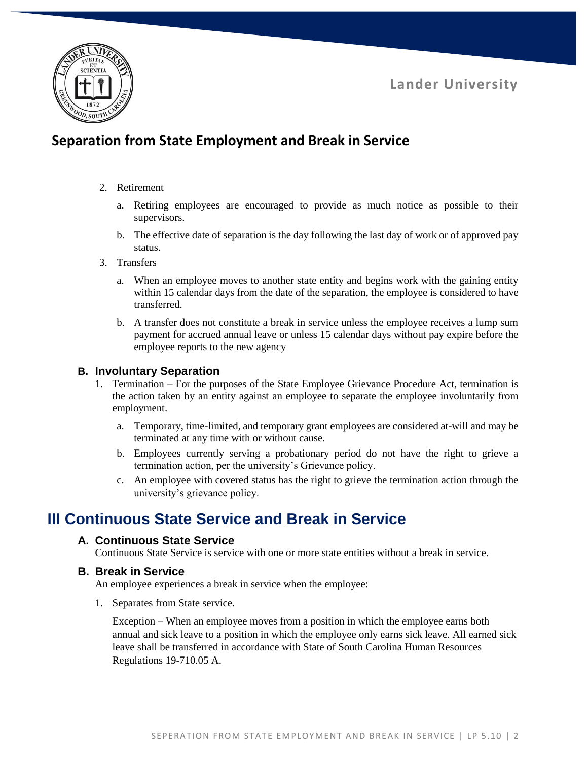2. Retirement

    a. Retiring employees are encouraged to provide as much notice as possible to their supervisors.

    b. The effective date of separation is the day following the last day of work or of approved pay status.

3. Transfers

    a. When an employee moves to another state entity and begins work with the gaining entity within 15 calendar days from the date of the separation, the employee is considered to have transferred.

    b. A transfer does not constitute a break in service unless the employee receives a lump sum payment for accrued annual leave or unless 15 calendar days without pay expire before the employee reports to the new agency

### B. Involuntary Separation

1. Termination – For the purposes of the State Employee Grievance Procedure Act, termination is the action taken by an entity against an employee to separate the employee involuntarily from employment.

    a. Temporary, time-limited, and temporary grant employees are considered at-will and may be terminated at any time with or without cause.

    b. Employees currently serving a probationary period do not have the right to grieve a termination action, per the university's Grievance policy.

    c. An employee with covered status has the right to grieve the termination action through the university's grievance policy.

## III Continuous State Service and Break in Service

### A. Continuous State Service

Continuous State Service is service with one or more state entities without a break in service.

### B. Break in Service

An employee experiences a break in service when the employee:

1. Separates from State service.

    Exception – When an employee moves from a position in which the employee earns both annual and sick leave to a position in which the employee only earns sick leave. All earned sick leave shall be transferred in accordance with State of South Carolina Human Resources Regulations 19-710.05 A.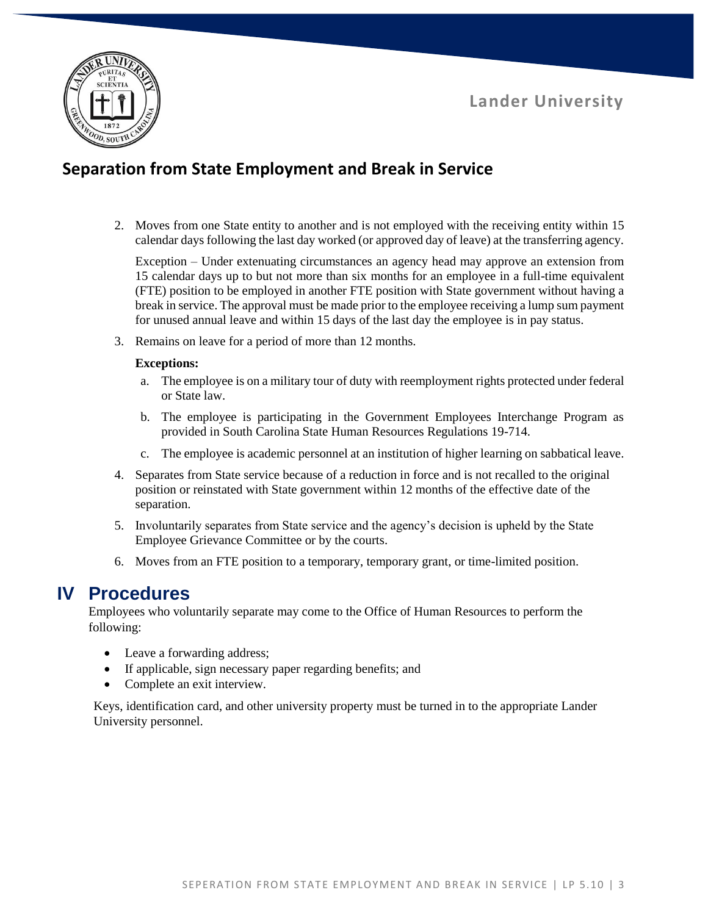2. Moves from one State entity to another and is not employed with the receiving entity within 15 calendar days following the last day worked (or approved day of leave) at the transferring agency.

   Exception – Under extenuating circumstances an agency head may approve an extension from 15 calendar days up to but not more than six months for an employee in a full-time equivalent (FTE) position to be employed in another FTE position with State government without having a break in service. The approval must be made prior to the employee receiving a lump sum payment for unused annual leave and within 15 days of the last day the employee is in pay status.

3. Remains on leave for a period of more than 12 months.

   **Exceptions:**

   a. The employee is on a military tour of duty with reemployment rights protected under federal or State law.

   b. The employee is participating in the Government Employees Interchange Program as provided in South Carolina State Human Resources Regulations 19-714.

   c. The employee is academic personnel at an institution of higher learning on sabbatical leave.

4. Separates from State service because of a reduction in force and is not recalled to the original position or reinstated with State government within 12 months of the effective date of the separation.

5. Involuntarily separates from State service and the agency's decision is upheld by the State Employee Grievance Committee or by the courts.

6. Moves from an FTE position to a temporary, temporary grant, or time-limited position.

## IV Procedures

Employees who voluntarily separate may come to the Office of Human Resources to perform the following:

- Leave a forwarding address;
- If applicable, sign necessary paper regarding benefits; and
- Complete an exit interview.

Keys, identification card, and other university property must be turned in to the appropriate Lander University personnel.